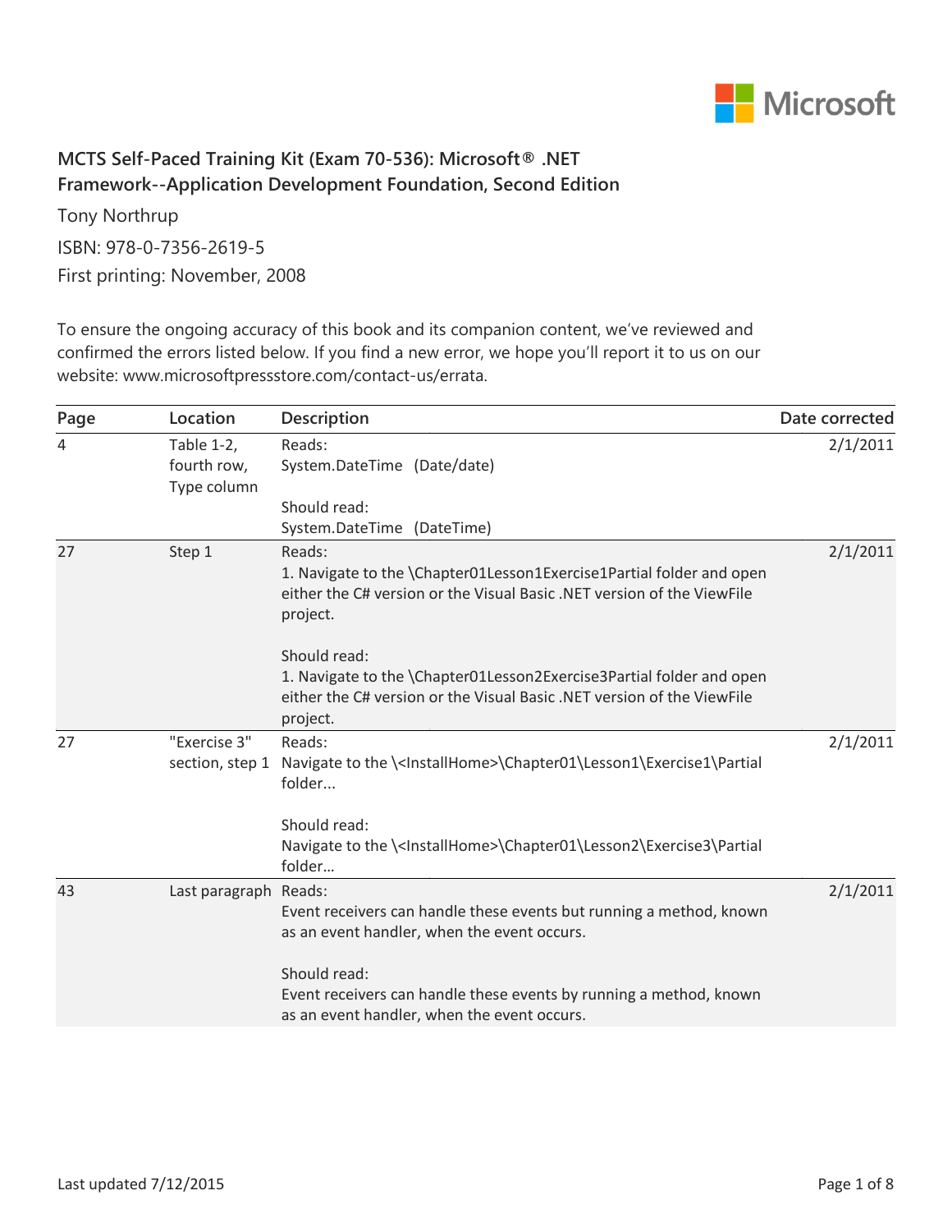**MCTS Self-Paced Training Kit (Exam 70-536): Microsoft® .NET Framework--Application Development Foundation, Second Edition**

Tony Northrup

ISBN: 978-0-7356-2619-5

First printing: November, 2008

To ensure the ongoing accuracy of this book and its companion content, we've reviewed and confirmed the errors listed below. If you find a new error, we hope you'll report it to us on our website: www.microsoftpressstore.com/contact-us/errata.

| Page | Location | Description | Date corrected |
|---|---|---|---|
| 4 | Table 1-2, fourth row, Type column | Reads:<br>System.DateTime (Date/date)<br><br>Should read:<br>System.DateTime (DateTime) | 2/1/2011 |
| 27 | Step 1 | Reads:<br>1. Navigate to the \Chapter01Lesson1Exercise1Partial folder and open either the C# version or the Visual Basic .NET version of the ViewFile project.<br><br>Should read:<br>1. Navigate to the \Chapter01Lesson2Exercise3Partial folder and open either the C# version or the Visual Basic .NET version of the ViewFile project. | 2/1/2011 |
| 27 | "Exercise 3" section, step 1 | Reads:<br>Navigate to the \<InstallHome>\Chapter01\Lesson1\Exercise1\Partial folder...<br><br>Should read:<br>Navigate to the \<InstallHome>\Chapter01\Lesson2\Exercise3\Partial folder... | 2/1/2011 |
| 43 | Last paragraph | Reads:<br>Event receivers can handle these events but running a method, known as an event handler, when the event occurs.<br><br>Should read:<br>Event receivers can handle these events by running a method, known as an event handler, when the event occurs. | 2/1/2011 |

Last updated 7/12/2015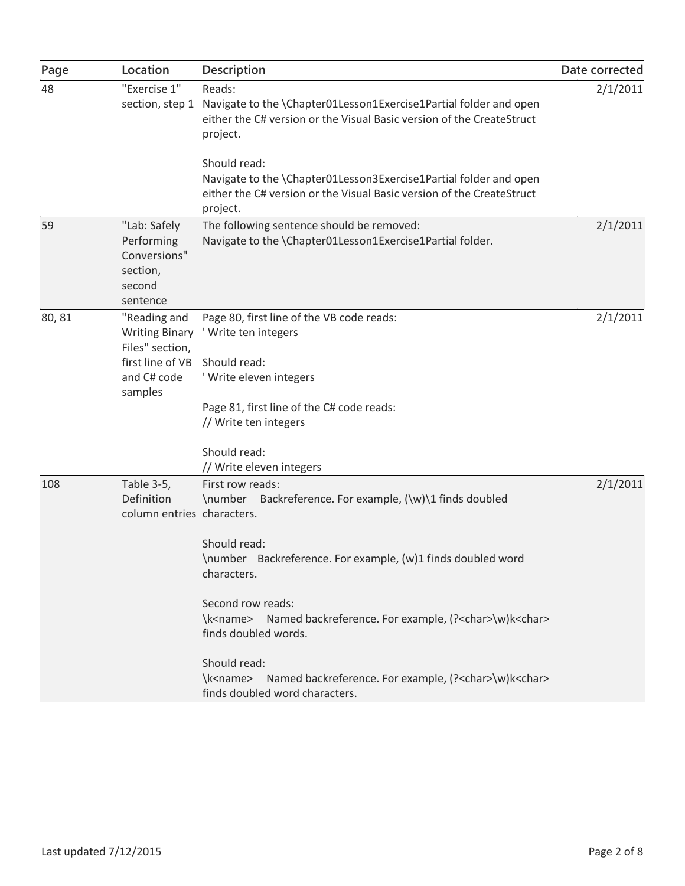| Page | Location | Description | Date corrected |
|---|---|---|---|
| 48 | "Exercise 1" section, step 1 | Reads:<br>Navigate to the \Chapter01Lesson1Exercise1Partial folder and open either the C# version or the Visual Basic version of the CreateStruct project.<br><br>Should read:<br>Navigate to the \Chapter01Lesson3Exercise1Partial folder and open either the C# version or the Visual Basic version of the CreateStruct project. | 2/1/2011 |
| 59 | "Lab: Safely Performing Conversions" section, second sentence | The following sentence should be removed:<br>Navigate to the \Chapter01Lesson1Exercise1Partial folder. | 2/1/2011 |
| 80, 81 | "Reading and Writing Binary Files" section, first line of VB and C# code samples | Page 80, first line of the VB code reads:<br>' Write ten integers<br><br>Should read:<br>' Write eleven integers<br><br>Page 81, first line of the C# code reads:<br>// Write ten integers<br><br>Should read:<br>// Write eleven integers | 2/1/2011 |
| 108 | Table 3-5, Definition column entries | First row reads:<br>\number Backreference. For example, (\w)\1 finds doubled characters.<br><br>Should read:<br>\number Backreference. For example, (w)1 finds doubled word characters.<br><br>Second row reads:<br>\k<name> Named backreference. For example, (?<char>\w)k<char> finds doubled words.<br><br>Should read:<br>\k<name> Named backreference. For example, (?<char>\w)k<char> finds doubled word characters. | 2/1/2011 |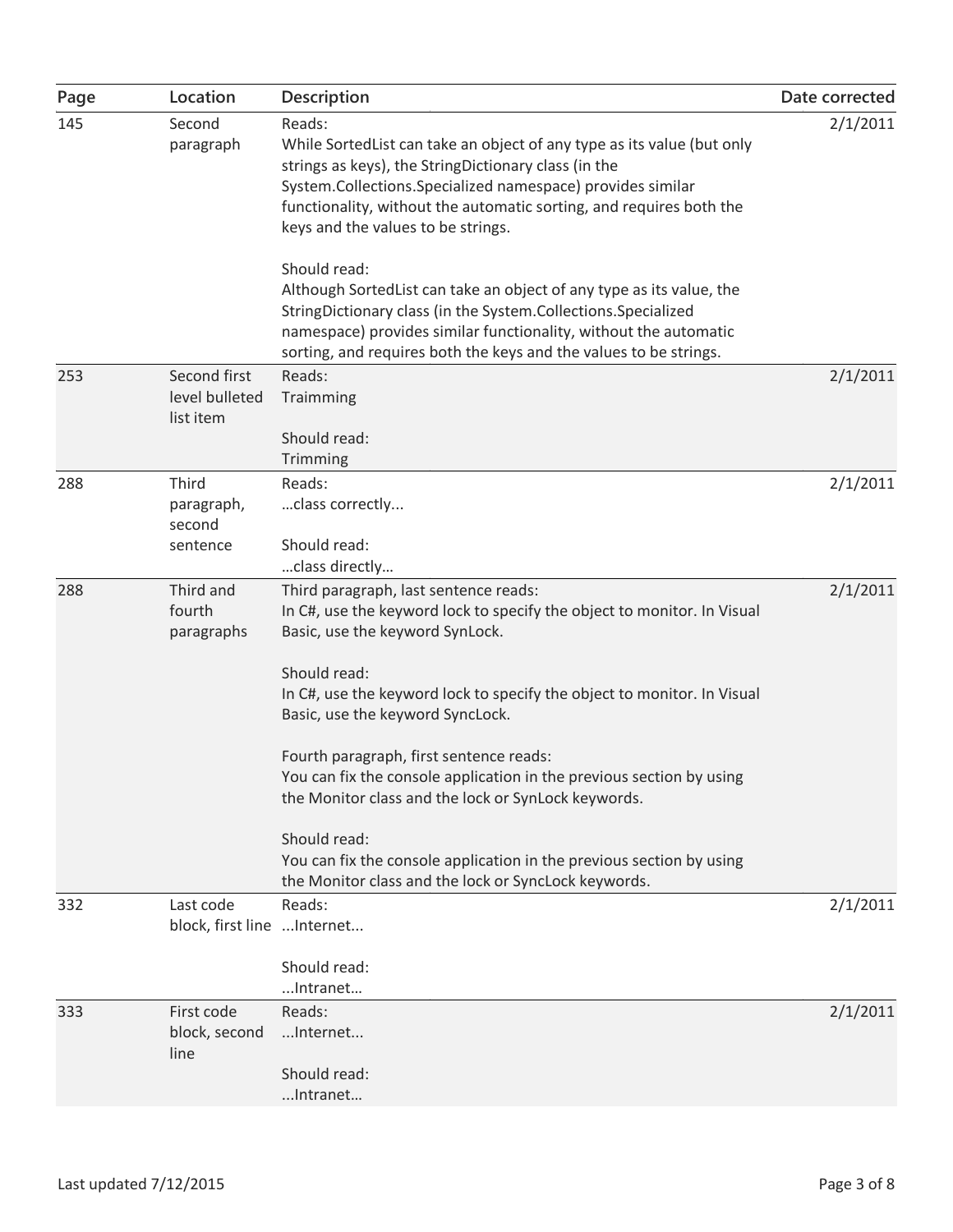| Page | Location | Description | Date corrected |
| --- | --- | --- | --- |
| 145 | Second paragraph | Reads:<br>While SortedList can take an object of any type as its value (but only strings as keys), the StringDictionary class (in the System.Collections.Specialized namespace) provides similar functionality, without the automatic sorting, and requires both the keys and the values to be strings.<br><br>Should read:<br>Although SortedList can take an object of any type as its value, the StringDictionary class (in the System.Collections.Specialized namespace) provides similar functionality, without the automatic sorting, and requires both the keys and the values to be strings. | 2/1/2011 |
| 253 | Second first level bulleted list item | Reads:<br>Traimming<br><br>Should read:<br>Trimming | 2/1/2011 |
| 288 | Third paragraph, second sentence | Reads:<br>…class correctly...<br><br>Should read:<br>…class directly… | 2/1/2011 |
| 288 | Third and fourth paragraphs | Third paragraph, last sentence reads:<br>In C#, use the keyword lock to specify the object to monitor. In Visual Basic, use the keyword SynLock.<br><br>Should read:<br>In C#, use the keyword lock to specify the object to monitor. In Visual Basic, use the keyword SyncLock.<br><br>Fourth paragraph, first sentence reads:<br>You can fix the console application in the previous section by using the Monitor class and the lock or SynLock keywords.<br><br>Should read:<br>You can fix the console application in the previous section by using the Monitor class and the lock or SyncLock keywords. | 2/1/2011 |
| 332 | Last code block, first line | Reads:<br>...Internet...<br><br>Should read:<br>...Intranet… | 2/1/2011 |
| 333 | First code block, second line | Reads:<br>...Internet...<br><br>Should read:<br>...Intranet… | 2/1/2011 |

Last updated 7/12/2015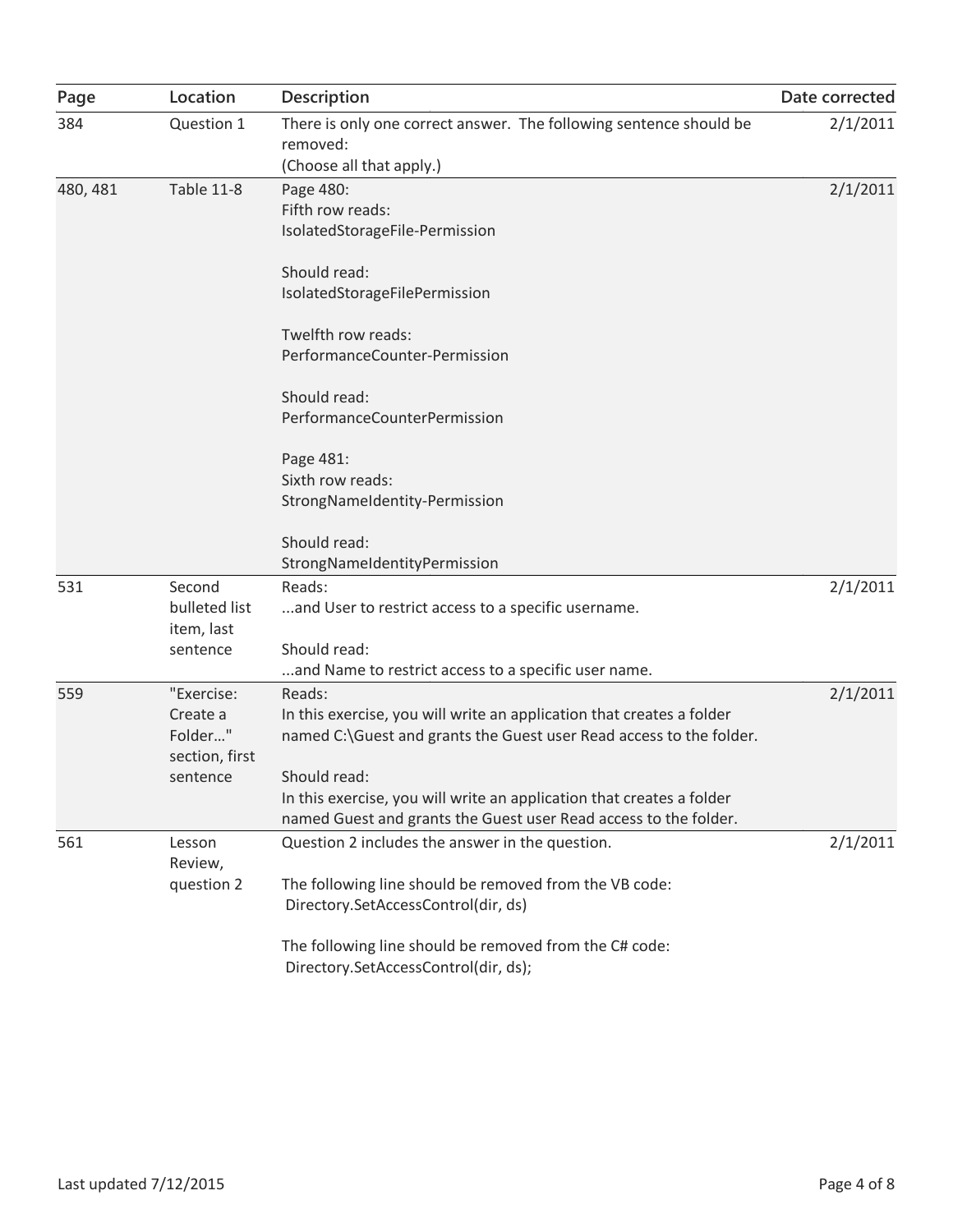| Page | Location | Description | Date corrected |
|---|---|---|---|
| 384 | Question 1 | There is only one correct answer. The following sentence should be removed:<br>(Choose all that apply.) | 2/1/2011 |
| 480, 481 | Table 11-8 | Page 480:<br>Fifth row reads:<br>IsolatedStorageFile-Permission<br><br>Should read:<br>IsolatedStorageFilePermission<br><br>Twelfth row reads:<br>PerformanceCounter-Permission<br><br>Should read:<br>PerformanceCounterPermission<br><br>Page 481:<br>Sixth row reads:<br>StrongNameIdentity-Permission<br><br>Should read:<br>StrongNameIdentityPermission | 2/1/2011 |
| 531 | Second bulleted list item, last sentence | Reads:<br>...and User to restrict access to a specific username.<br><br>Should read:<br>...and Name to restrict access to a specific user name. | 2/1/2011 |
| 559 | "Exercise: Create a Folder…" section, first sentence | Reads:<br>In this exercise, you will write an application that creates a folder named C:\Guest and grants the Guest user Read access to the folder.<br><br>Should read:<br>In this exercise, you will write an application that creates a folder named Guest and grants the Guest user Read access to the folder. | 2/1/2011 |
| 561 | Lesson Review, question 2 | Question 2 includes the answer in the question.<br><br>The following line should be removed from the VB code:<br>Directory.SetAccessControl(dir, ds)<br><br>The following line should be removed from the C# code:<br>Directory.SetAccessControl(dir, ds); | 2/1/2011 |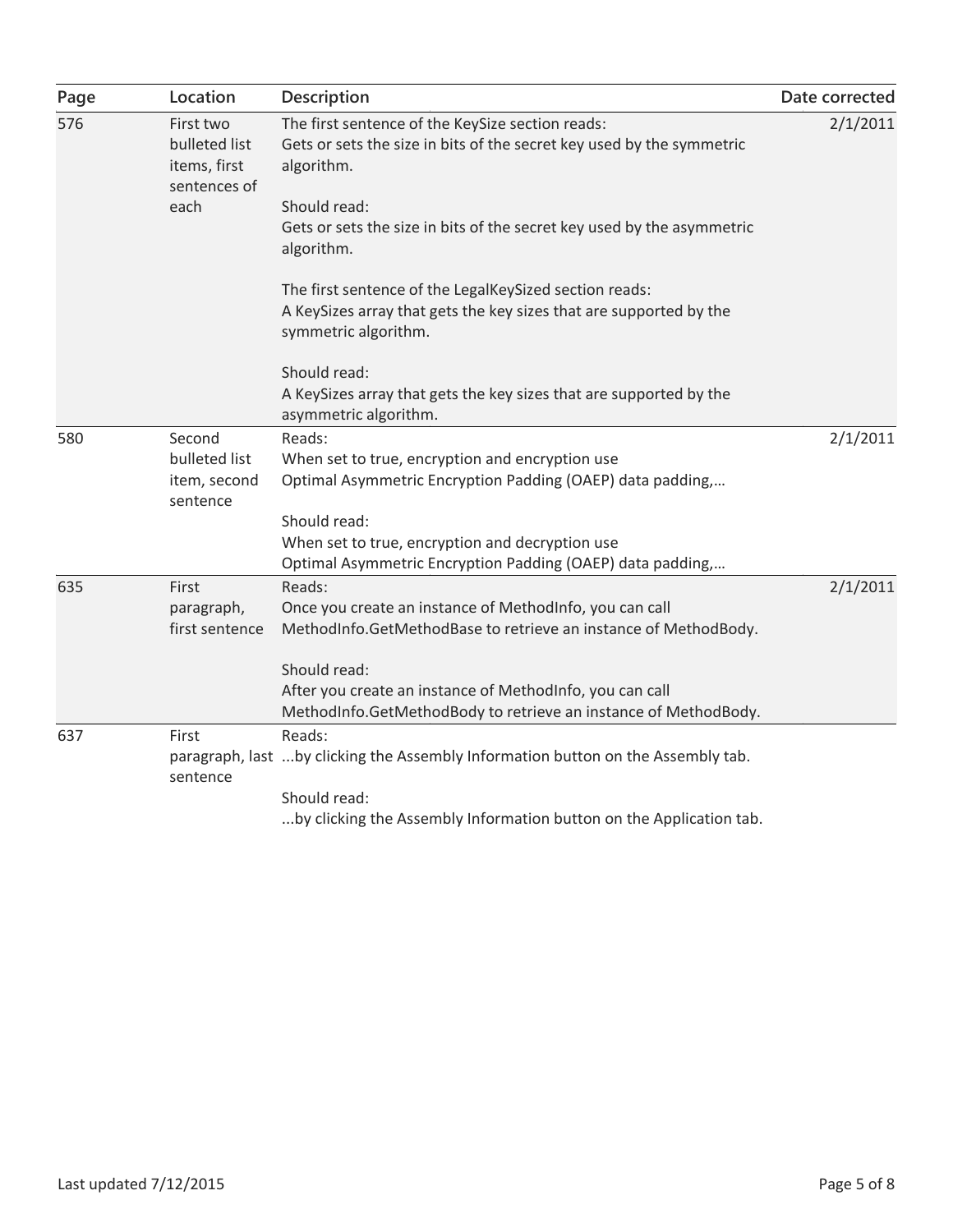| Page | Location | Description | Date corrected |
| --- | --- | --- | --- |
| 576 | First two bulleted list items, first sentences of each | The first sentence of the KeySize section reads:<br>Gets or sets the size in bits of the secret key used by the symmetric algorithm.<br><br>Should read:<br>Gets or sets the size in bits of the secret key used by the asymmetric algorithm.<br><br>The first sentence of the LegalKeySized section reads:<br>A KeySizes array that gets the key sizes that are supported by the symmetric algorithm.<br><br>Should read:<br>A KeySizes array that gets the key sizes that are supported by the asymmetric algorithm. | 2/1/2011 |
| 580 | Second bulleted list item, second sentence | Reads:<br>When set to true, encryption and encryption use Optimal Asymmetric Encryption Padding (OAEP) data padding,…<br><br>Should read:<br>When set to true, encryption and decryption use Optimal Asymmetric Encryption Padding (OAEP) data padding,… | 2/1/2011 |
| 635 | First paragraph, first sentence | Reads:<br>Once you create an instance of MethodInfo, you can call MethodInfo.GetMethodBase to retrieve an instance of MethodBody.<br><br>Should read:<br>After you create an instance of MethodInfo, you can call MethodInfo.GetMethodBody to retrieve an instance of MethodBody. | 2/1/2011 |
| 637 | First paragraph, last sentence | Reads:<br>...by clicking the Assembly Information button on the Assembly tab.<br><br>Should read:<br>...by clicking the Assembly Information button on the Application tab. | |

Last updated 7/12/2015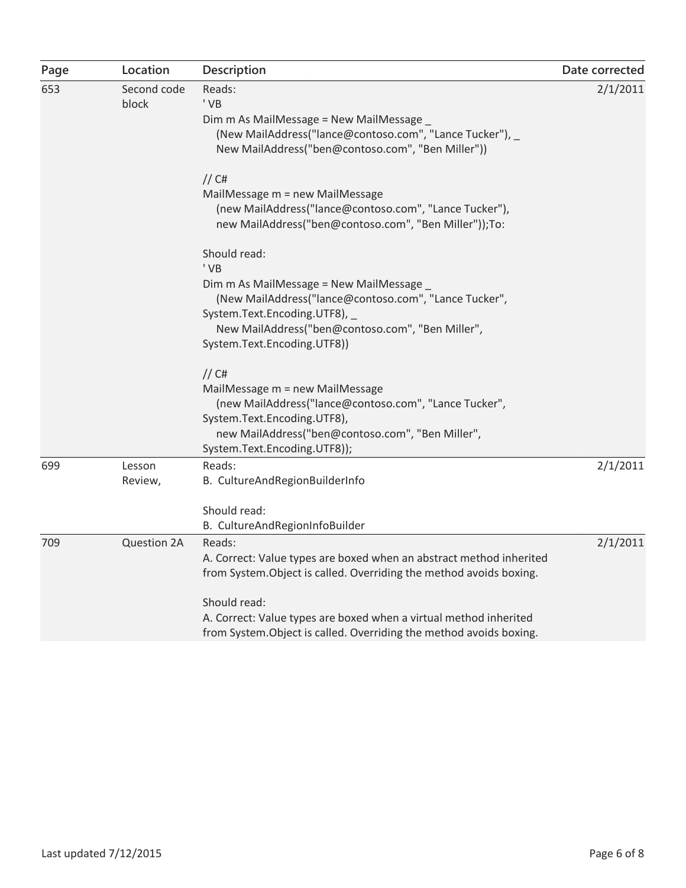| Page | Location | Description | Date corrected |
| --- | --- | --- | --- |
| 653 | Second code block | Reads:<br>' VB<br>Dim m As MailMessage = New MailMessage _<br>    (New MailAddress("lance@contoso.com", "Lance Tucker"), _<br>    New MailAddress("ben@contoso.com", "Ben Miller"))<br><br>// C#<br>MailMessage m = new MailMessage<br>    (new MailAddress("lance@contoso.com", "Lance Tucker"),<br>    new MailAddress("ben@contoso.com", "Ben Miller"));To:<br><br>Should read:<br>' VB<br>Dim m As MailMessage = New MailMessage _<br>    (New MailAddress("lance@contoso.com", "Lance Tucker", System.Text.Encoding.UTF8), _<br>    New MailAddress("ben@contoso.com", "Ben Miller", System.Text.Encoding.UTF8))<br><br>// C#<br>MailMessage m = new MailMessage<br>    (new MailAddress("lance@contoso.com", "Lance Tucker", System.Text.Encoding.UTF8),<br>    new MailAddress("ben@contoso.com", "Ben Miller", System.Text.Encoding.UTF8)); | 2/1/2011 |
| 699 | Lesson Review, | Reads:<br>B. CultureAndRegionBuilderInfo<br><br>Should read:<br>B. CultureAndRegionInfoBuilder | 2/1/2011 |
| 709 | Question 2A | Reads:<br>A. Correct: Value types are boxed when an abstract method inherited from System.Object is called. Overriding the method avoids boxing.<br><br>Should read:<br>A. Correct: Value types are boxed when a virtual method inherited from System.Object is called. Overriding the method avoids boxing. | 2/1/2011 |

Last updated 7/12/2015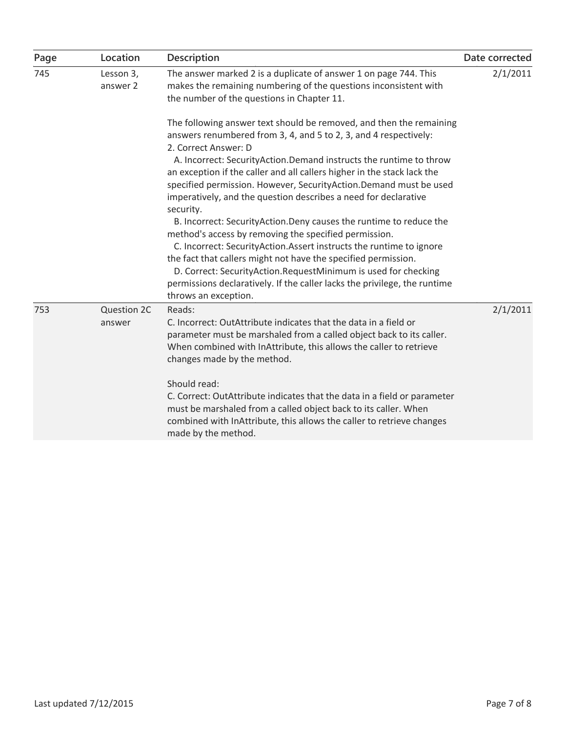| Page | Location | Description | Date corrected |
| --- | --- | --- | --- |
| 745 | Lesson 3, answer 2 | The answer marked 2 is a duplicate of answer 1 on page 744. This makes the remaining numbering of the questions inconsistent with the number of the questions in Chapter 11.<br><br>The following answer text should be removed, and then the remaining answers renumbered from 3, 4, and 5 to 2, 3, and 4 respectively:<br>2. Correct Answer: D<br>A. Incorrect: SecurityAction.Demand instructs the runtime to throw an exception if the caller and all callers higher in the stack lack the specified permission. However, SecurityAction.Demand must be used imperatively, and the question describes a need for declarative security.<br>B. Incorrect: SecurityAction.Deny causes the runtime to reduce the method's access by removing the specified permission.<br>C. Incorrect: SecurityAction.Assert instructs the runtime to ignore the fact that callers might not have the specified permission.<br>D. Correct: SecurityAction.RequestMinimum is used for checking permissions declaratively. If the caller lacks the privilege, the runtime throws an exception. | 2/1/2011 |
| 753 | Question 2C answer | Reads:<br>C. Incorrect: OutAttribute indicates that the data in a field or parameter must be marshaled from a called object back to its caller. When combined with InAttribute, this allows the caller to retrieve changes made by the method.<br><br>Should read:<br>C. Correct: OutAttribute indicates that the data in a field or parameter must be marshaled from a called object back to its caller. When combined with InAttribute, this allows the caller to retrieve changes made by the method. | 2/1/2011 |

Last updated 7/12/2015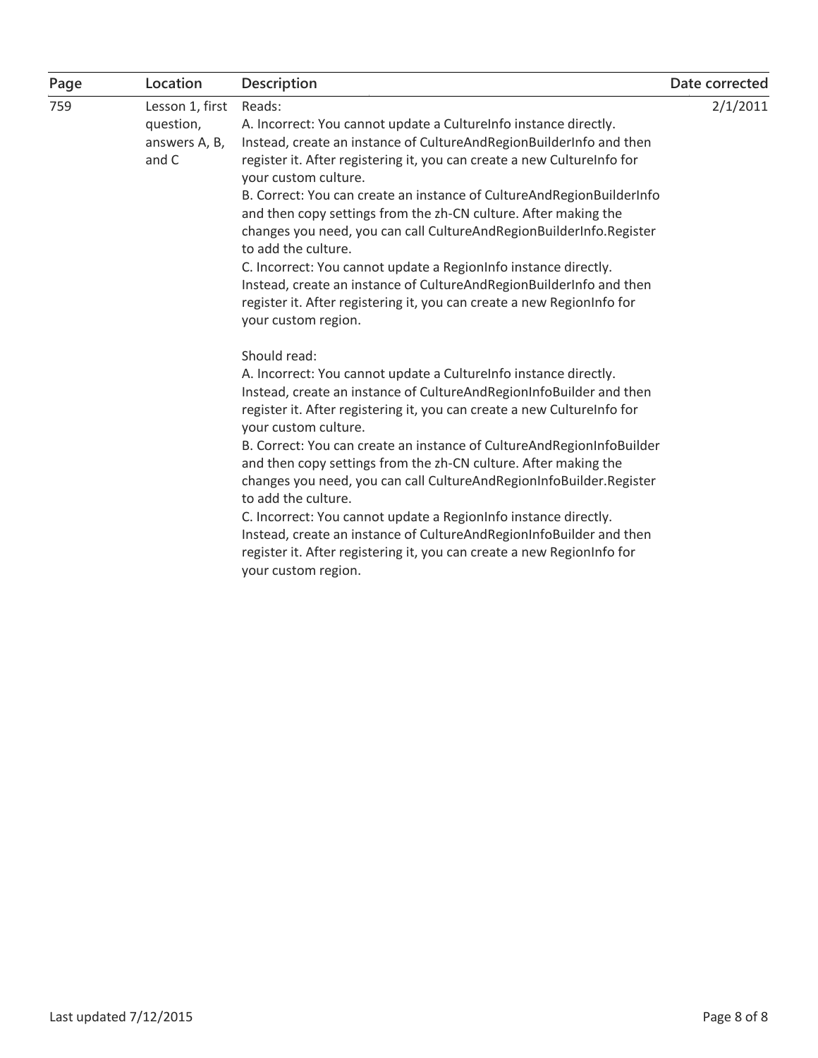| Page | Location | Description | Date corrected |
| --- | --- | --- | --- |
| 759 | Lesson 1, first question, answers A, B, and C | Reads:<br>A. Incorrect: You cannot update a CultureInfo instance directly. Instead, create an instance of CultureAndRegionBuilderInfo and then register it. After registering it, you can create a new CultureInfo for your custom culture.<br>B. Correct: You can create an instance of CultureAndRegionBuilderInfo and then copy settings from the zh-CN culture. After making the changes you need, you can call CultureAndRegionBuilderInfo.Register to add the culture.<br>C. Incorrect: You cannot update a RegionInfo instance directly. Instead, create an instance of CultureAndRegionBuilderInfo and then register it. After registering it, you can create a new RegionInfo for your custom region.<br><br>Should read:<br>A. Incorrect: You cannot update a CultureInfo instance directly. Instead, create an instance of CultureAndRegionInfoBuilder and then register it. After registering it, you can create a new CultureInfo for your custom culture.<br>B. Correct: You can create an instance of CultureAndRegionInfoBuilder and then copy settings from the zh-CN culture. After making the changes you need, you can call CultureAndRegionInfoBuilder.Register to add the culture.<br>C. Incorrect: You cannot update a RegionInfo instance directly. Instead, create an instance of CultureAndRegionInfoBuilder and then register it. After registering it, you can create a new RegionInfo for your custom region. | 2/1/2011 |

Last updated 7/12/2015